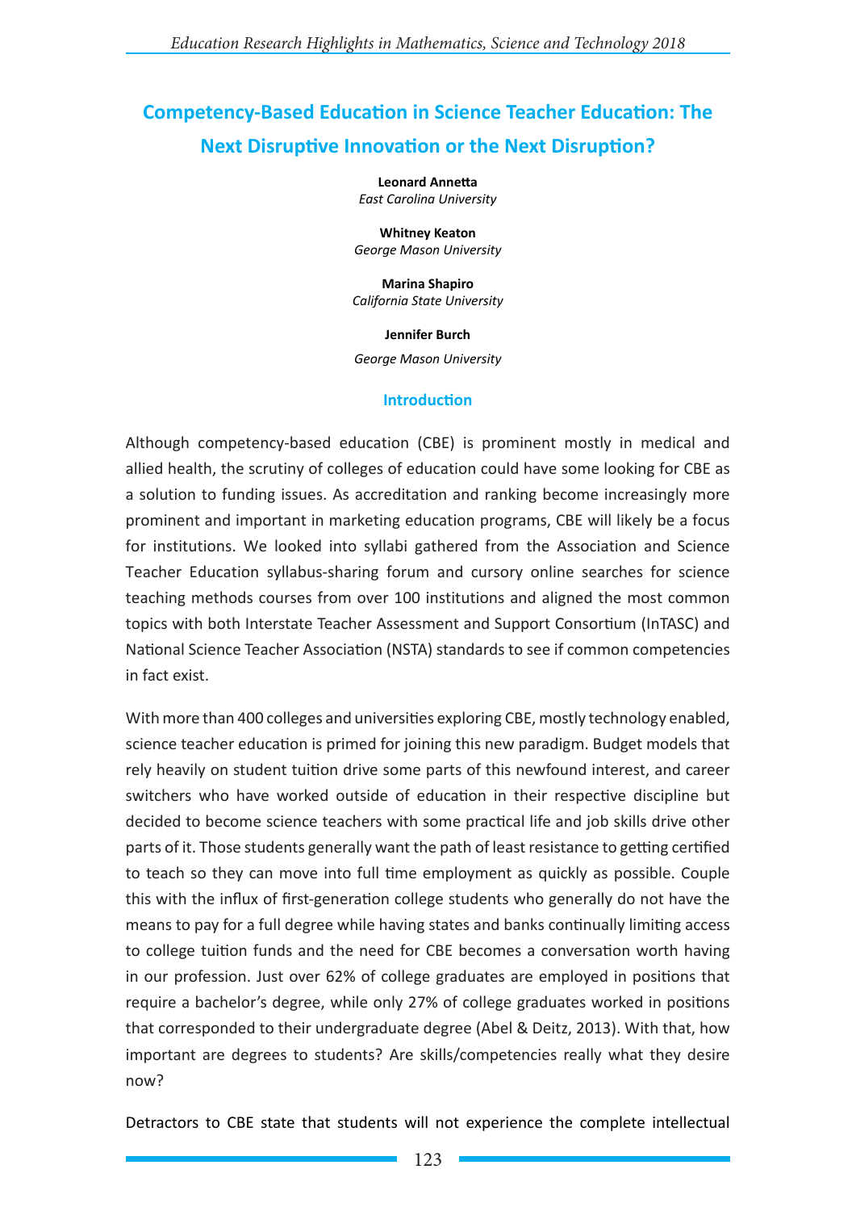# Competency-Based Education in Science Teacher Education: The Next Disruptive Innovation or the Next Disruption?

**Leonard Annetta**
*East Carolina University*

**Whitney Keaton**
*George Mason University*

**Marina Shapiro**
*California State University*

**Jennifer Burch**
*George Mason University*

## Introduction

Although competency-based education (CBE) is prominent mostly in medical and allied health, the scrutiny of colleges of education could have some looking for CBE as a solution to funding issues. As accreditation and ranking become increasingly more prominent and important in marketing education programs, CBE will likely be a focus for institutions. We looked into syllabi gathered from the Association and Science Teacher Education syllabus-sharing forum and cursory online searches for science teaching methods courses from over 100 institutions and aligned the most common topics with both Interstate Teacher Assessment and Support Consortium (InTASC) and National Science Teacher Association (NSTA) standards to see if common competencies in fact exist.

With more than 400 colleges and universities exploring CBE, mostly technology enabled, science teacher education is primed for joining this new paradigm. Budget models that rely heavily on student tuition drive some parts of this newfound interest, and career switchers who have worked outside of education in their respective discipline but decided to become science teachers with some practical life and job skills drive other parts of it. Those students generally want the path of least resistance to getting certified to teach so they can move into full time employment as quickly as possible. Couple this with the influx of first-generation college students who generally do not have the means to pay for a full degree while having states and banks continually limiting access to college tuition funds and the need for CBE becomes a conversation worth having in our profession. Just over 62% of college graduates are employed in positions that require a bachelor's degree, while only 27% of college graduates worked in positions that corresponded to their undergraduate degree (Abel & Deitz, 2013). With that, how important are degrees to students? Are skills/competencies really what they desire now?

Detractors to CBE state that students will not experience the complete intellectual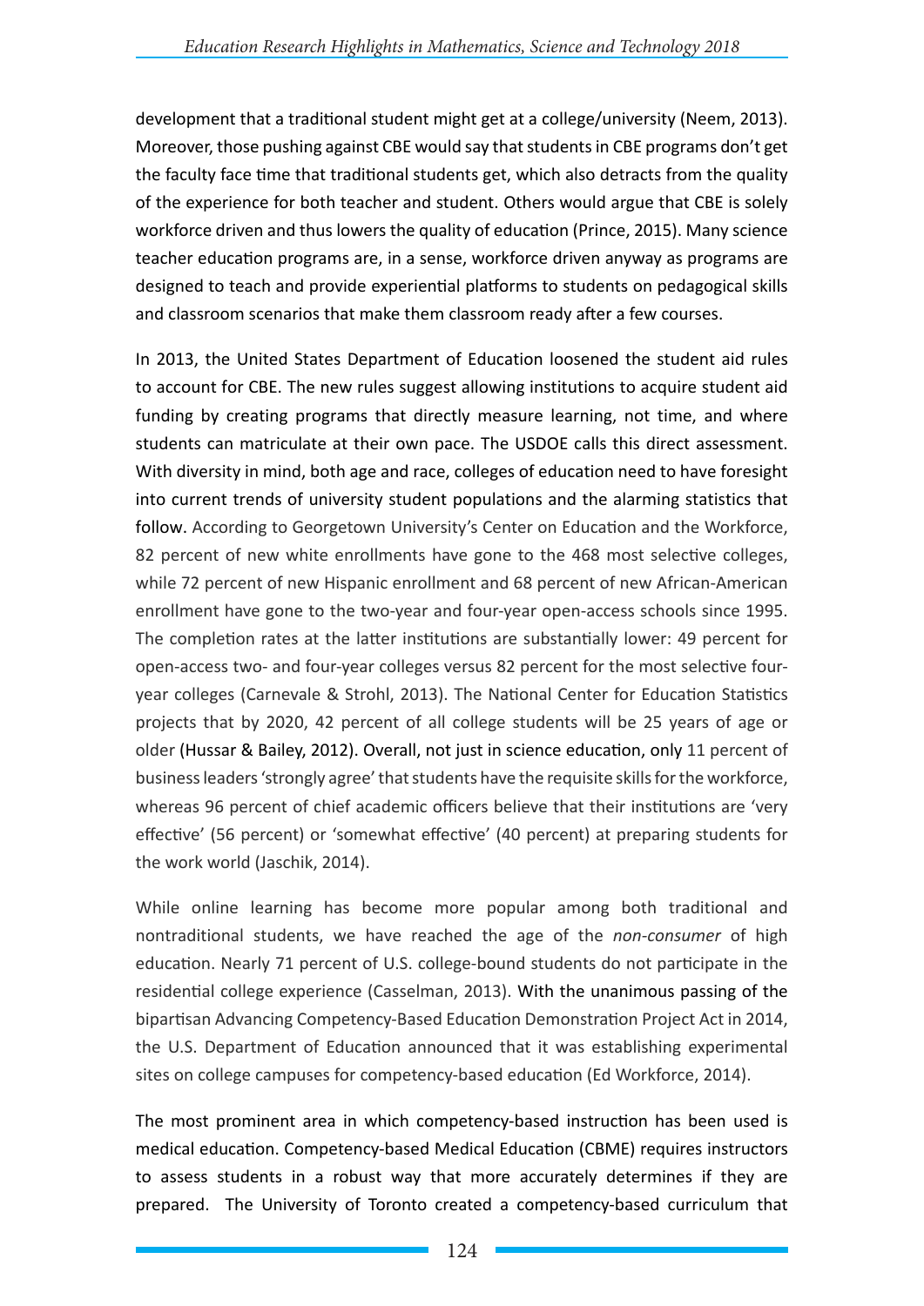development that a traditional student might get at a college/university (Neem, 2013). Moreover, those pushing against CBE would say that students in CBE programs don't get the faculty face time that traditional students get, which also detracts from the quality of the experience for both teacher and student. Others would argue that CBE is solely workforce driven and thus lowers the quality of education (Prince, 2015). Many science teacher education programs are, in a sense, workforce driven anyway as programs are designed to teach and provide experiential platforms to students on pedagogical skills and classroom scenarios that make them classroom ready after a few courses.

In 2013, the United States Department of Education loosened the student aid rules to account for CBE. The new rules suggest allowing institutions to acquire student aid funding by creating programs that directly measure learning, not time, and where students can matriculate at their own pace. The USDOE calls this direct assessment. With diversity in mind, both age and race, colleges of education need to have foresight into current trends of university student populations and the alarming statistics that follow. According to Georgetown University's Center on Education and the Workforce, 82 percent of new white enrollments have gone to the 468 most selective colleges, while 72 percent of new Hispanic enrollment and 68 percent of new African-American enrollment have gone to the two-year and four-year open-access schools since 1995. The completion rates at the latter institutions are substantially lower: 49 percent for open-access two- and four-year colleges versus 82 percent for the most selective four-year colleges (Carnevale & Strohl, 2013). The National Center for Education Statistics projects that by 2020, 42 percent of all college students will be 25 years of age or older (Hussar & Bailey, 2012). Overall, not just in science education, only 11 percent of business leaders 'strongly agree' that students have the requisite skills for the workforce, whereas 96 percent of chief academic officers believe that their institutions are 'very effective' (56 percent) or 'somewhat effective' (40 percent) at preparing students for the work world (Jaschik, 2014).

While online learning has become more popular among both traditional and nontraditional students, we have reached the age of the *non-consumer* of high education. Nearly 71 percent of U.S. college-bound students do not participate in the residential college experience (Casselman, 2013). With the unanimous passing of the bipartisan Advancing Competency-Based Education Demonstration Project Act in 2014, the U.S. Department of Education announced that it was establishing experimental sites on college campuses for competency-based education (Ed Workforce, 2014).

The most prominent area in which competency-based instruction has been used is medical education. Competency-based Medical Education (CBME) requires instructors to assess students in a robust way that more accurately determines if they are prepared. The University of Toronto created a competency-based curriculum that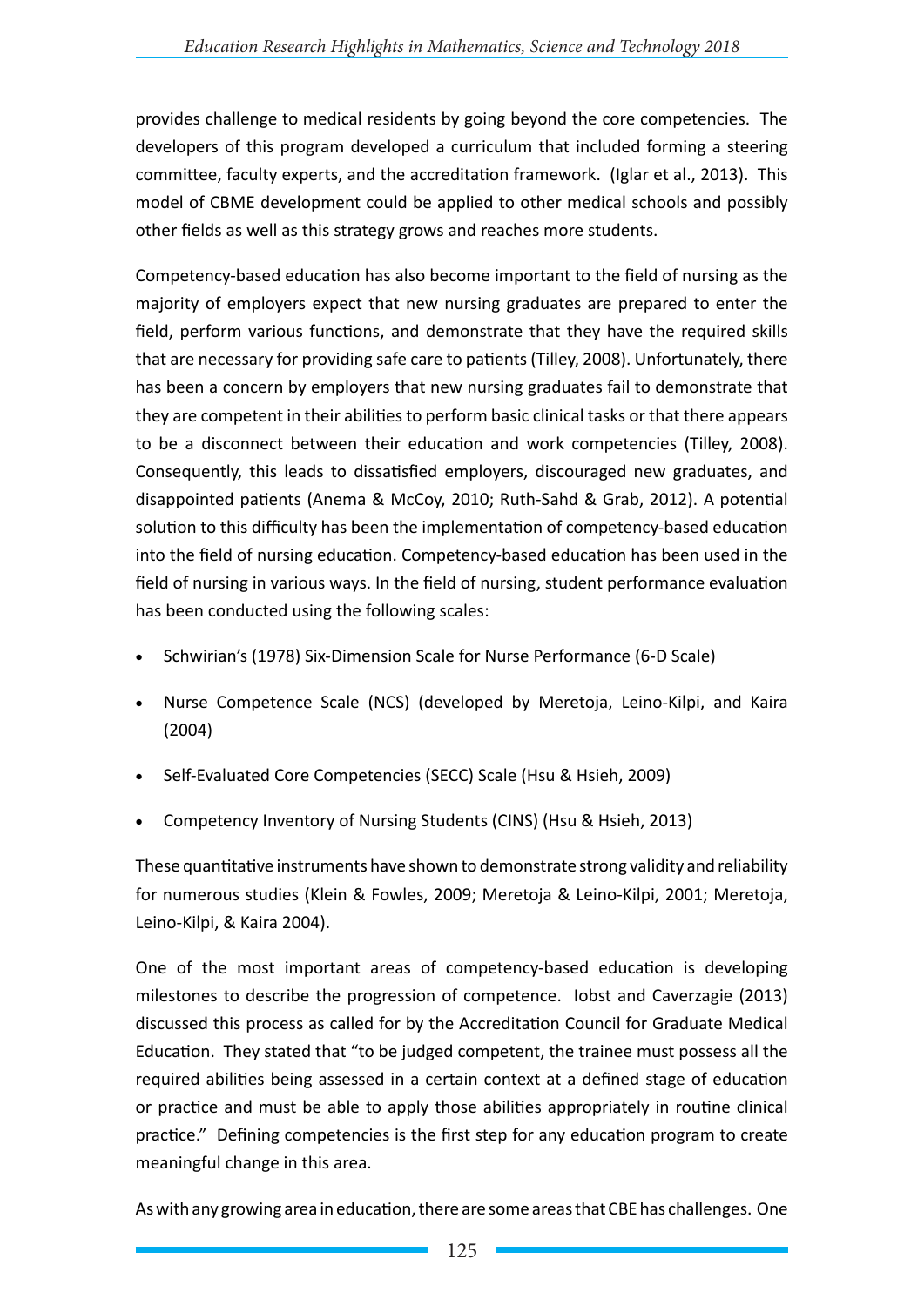provides challenge to medical residents by going beyond the core competencies. The developers of this program developed a curriculum that included forming a steering committee, faculty experts, and the accreditation framework. (Iglar et al., 2013). This model of CBME development could be applied to other medical schools and possibly other fields as well as this strategy grows and reaches more students.

Competency-based education has also become important to the field of nursing as the majority of employers expect that new nursing graduates are prepared to enter the field, perform various functions, and demonstrate that they have the required skills that are necessary for providing safe care to patients (Tilley, 2008). Unfortunately, there has been a concern by employers that new nursing graduates fail to demonstrate that they are competent in their abilities to perform basic clinical tasks or that there appears to be a disconnect between their education and work competencies (Tilley, 2008). Consequently, this leads to dissatisfied employers, discouraged new graduates, and disappointed patients (Anema & McCoy, 2010; Ruth-Sahd & Grab, 2012). A potential solution to this difficulty has been the implementation of competency-based education into the field of nursing education. Competency-based education has been used in the field of nursing in various ways. In the field of nursing, student performance evaluation has been conducted using the following scales:

- Schwirian's (1978) Six-Dimension Scale for Nurse Performance (6-D Scale)
- Nurse Competence Scale (NCS) (developed by Meretoja, Leino-Kilpi, and Kaira (2004)
- Self-Evaluated Core Competencies (SECC) Scale (Hsu & Hsieh, 2009)
- Competency Inventory of Nursing Students (CINS) (Hsu & Hsieh, 2013)

These quantitative instruments have shown to demonstrate strong validity and reliability for numerous studies (Klein & Fowles, 2009; Meretoja & Leino-Kilpi, 2001; Meretoja, Leino-Kilpi, & Kaira 2004).

One of the most important areas of competency-based education is developing milestones to describe the progression of competence. Iobst and Caverzagie (2013) discussed this process as called for by the Accreditation Council for Graduate Medical Education. They stated that "to be judged competent, the trainee must possess all the required abilities being assessed in a certain context at a defined stage of education or practice and must be able to apply those abilities appropriately in routine clinical practice." Defining competencies is the first step for any education program to create meaningful change in this area.

As with any growing area in education, there are some areas that CBE has challenges. One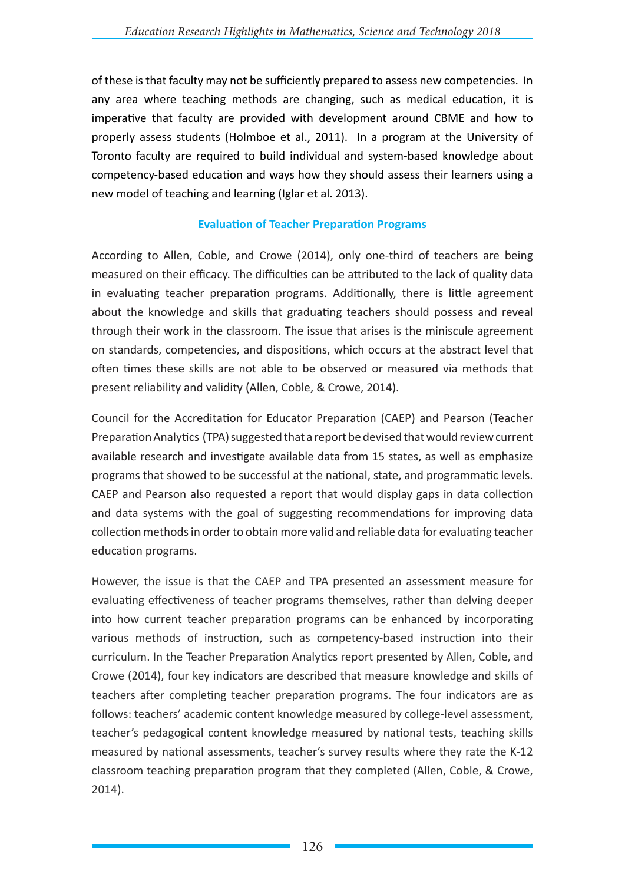of these is that faculty may not be sufficiently prepared to assess new competencies. In any area where teaching methods are changing, such as medical education, it is imperative that faculty are provided with development around CBME and how to properly assess students (Holmboe et al., 2011). In a program at the University of Toronto faculty are required to build individual and system-based knowledge about competency-based education and ways how they should assess their learners using a new model of teaching and learning (Iglar et al. 2013).

### Evaluation of Teacher Preparation Programs

According to Allen, Coble, and Crowe (2014), only one-third of teachers are being measured on their efficacy. The difficulties can be attributed to the lack of quality data in evaluating teacher preparation programs. Additionally, there is little agreement about the knowledge and skills that graduating teachers should possess and reveal through their work in the classroom. The issue that arises is the miniscule agreement on standards, competencies, and dispositions, which occurs at the abstract level that often times these skills are not able to be observed or measured via methods that present reliability and validity (Allen, Coble, & Crowe, 2014).

Council for the Accreditation for Educator Preparation (CAEP) and Pearson (Teacher Preparation Analytics (TPA) suggested that a report be devised that would review current available research and investigate available data from 15 states, as well as emphasize programs that showed to be successful at the national, state, and programmatic levels. CAEP and Pearson also requested a report that would display gaps in data collection and data systems with the goal of suggesting recommendations for improving data collection methods in order to obtain more valid and reliable data for evaluating teacher education programs.

However, the issue is that the CAEP and TPA presented an assessment measure for evaluating effectiveness of teacher programs themselves, rather than delving deeper into how current teacher preparation programs can be enhanced by incorporating various methods of instruction, such as competency-based instruction into their curriculum. In the Teacher Preparation Analytics report presented by Allen, Coble, and Crowe (2014), four key indicators are described that measure knowledge and skills of teachers after completing teacher preparation programs. The four indicators are as follows: teachers' academic content knowledge measured by college-level assessment, teacher's pedagogical content knowledge measured by national tests, teaching skills measured by national assessments, teacher's survey results where they rate the K-12 classroom teaching preparation program that they completed (Allen, Coble, & Crowe, 2014).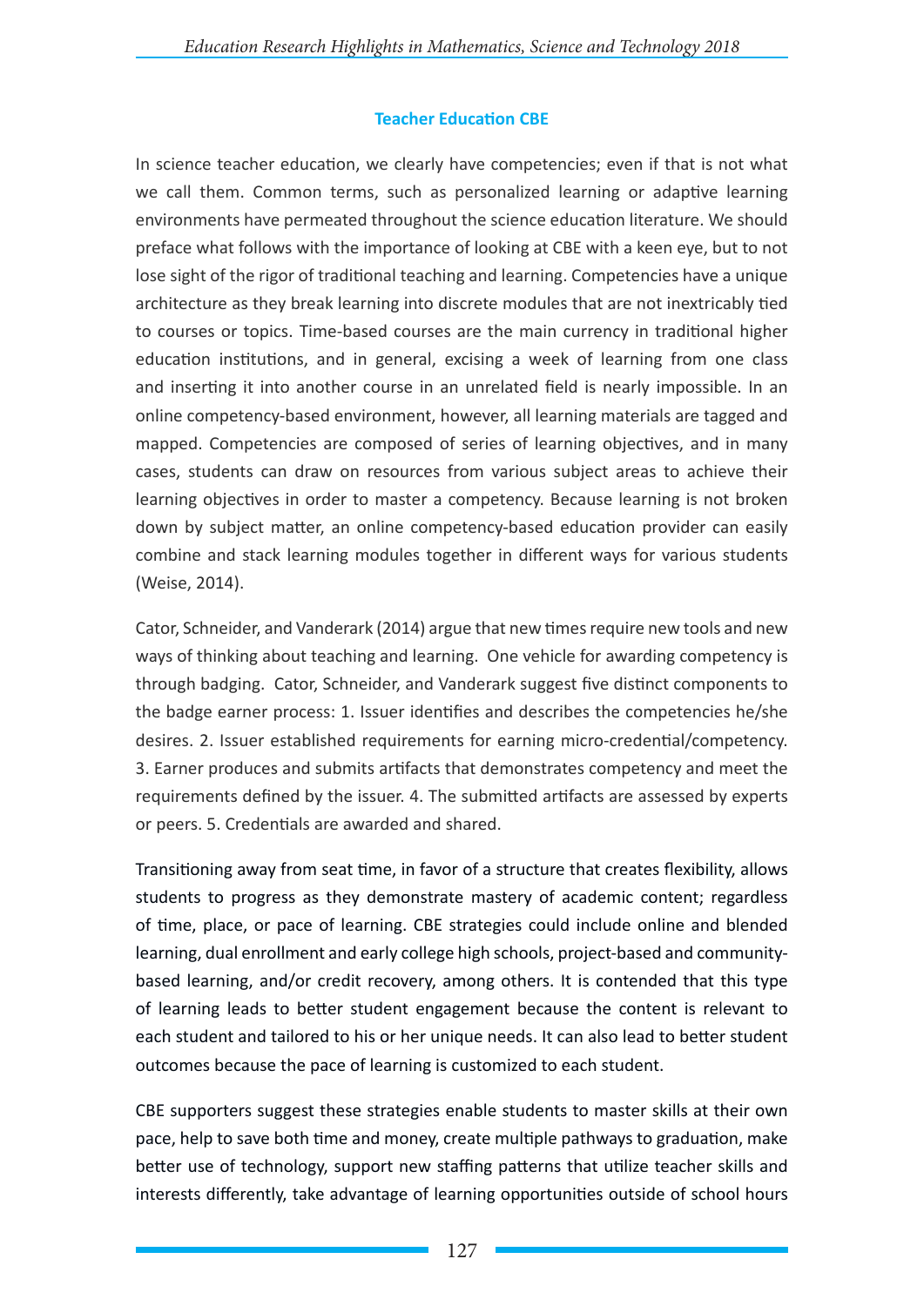### Teacher Education CBE

In science teacher education, we clearly have competencies; even if that is not what we call them. Common terms, such as personalized learning or adaptive learning environments have permeated throughout the science education literature. We should preface what follows with the importance of looking at CBE with a keen eye, but to not lose sight of the rigor of traditional teaching and learning. Competencies have a unique architecture as they break learning into discrete modules that are not inextricably tied to courses or topics. Time-based courses are the main currency in traditional higher education institutions, and in general, excising a week of learning from one class and inserting it into another course in an unrelated field is nearly impossible. In an online competency-based environment, however, all learning materials are tagged and mapped. Competencies are composed of series of learning objectives, and in many cases, students can draw on resources from various subject areas to achieve their learning objectives in order to master a competency. Because learning is not broken down by subject matter, an online competency-based education provider can easily combine and stack learning modules together in different ways for various students (Weise, 2014).

Cator, Schneider, and Vanderark (2014) argue that new times require new tools and new ways of thinking about teaching and learning. One vehicle for awarding competency is through badging. Cator, Schneider, and Vanderark suggest five distinct components to the badge earner process: 1. Issuer identifies and describes the competencies he/she desires. 2. Issuer established requirements for earning micro-credential/competency. 3. Earner produces and submits artifacts that demonstrates competency and meet the requirements defined by the issuer. 4. The submitted artifacts are assessed by experts or peers. 5. Credentials are awarded and shared.

Transitioning away from seat time, in favor of a structure that creates flexibility, allows students to progress as they demonstrate mastery of academic content; regardless of time, place, or pace of learning. CBE strategies could include online and blended learning, dual enrollment and early college high schools, project-based and community-based learning, and/or credit recovery, among others. It is contended that this type of learning leads to better student engagement because the content is relevant to each student and tailored to his or her unique needs. It can also lead to better student outcomes because the pace of learning is customized to each student.

CBE supporters suggest these strategies enable students to master skills at their own pace, help to save both time and money, create multiple pathways to graduation, make better use of technology, support new staffing patterns that utilize teacher skills and interests differently, take advantage of learning opportunities outside of school hours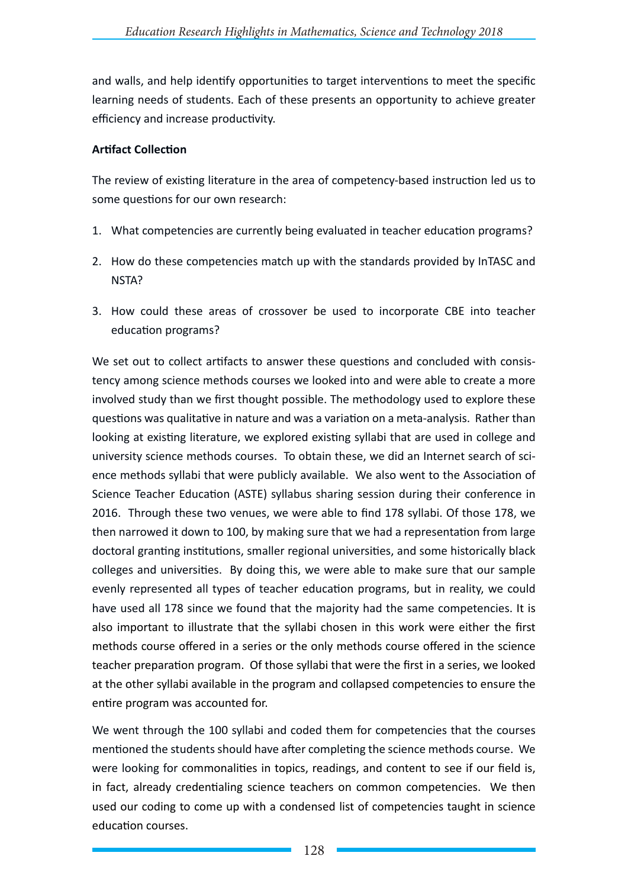and walls, and help identify opportunities to target interventions to meet the specific learning needs of students. Each of these presents an opportunity to achieve greater efficiency and increase productivity.

**Artifact Collection**

The review of existing literature in the area of competency-based instruction led us to some questions for our own research:

1. What competencies are currently being evaluated in teacher education programs?
2. How do these competencies match up with the standards provided by InTASC and NSTA?
3. How could these areas of crossover be used to incorporate CBE into teacher education programs?

We set out to collect artifacts to answer these questions and concluded with consistency among science methods courses we looked into and were able to create a more involved study than we first thought possible. The methodology used to explore these questions was qualitative in nature and was a variation on a meta-analysis. Rather than looking at existing literature, we explored existing syllabi that are used in college and university science methods courses. To obtain these, we did an Internet search of science methods syllabi that were publicly available. We also went to the Association of Science Teacher Education (ASTE) syllabus sharing session during their conference in 2016. Through these two venues, we were able to find 178 syllabi. Of those 178, we then narrowed it down to 100, by making sure that we had a representation from large doctoral granting institutions, smaller regional universities, and some historically black colleges and universities. By doing this, we were able to make sure that our sample evenly represented all types of teacher education programs, but in reality, we could have used all 178 since we found that the majority had the same competencies. It is also important to illustrate that the syllabi chosen in this work were either the first methods course offered in a series or the only methods course offered in the science teacher preparation program. Of those syllabi that were the first in a series, we looked at the other syllabi available in the program and collapsed competencies to ensure the entire program was accounted for.

We went through the 100 syllabi and coded them for competencies that the courses mentioned the students should have after completing the science methods course. We were looking for commonalities in topics, readings, and content to see if our field is, in fact, already credentialing science teachers on common competencies. We then used our coding to come up with a condensed list of competencies taught in science education courses.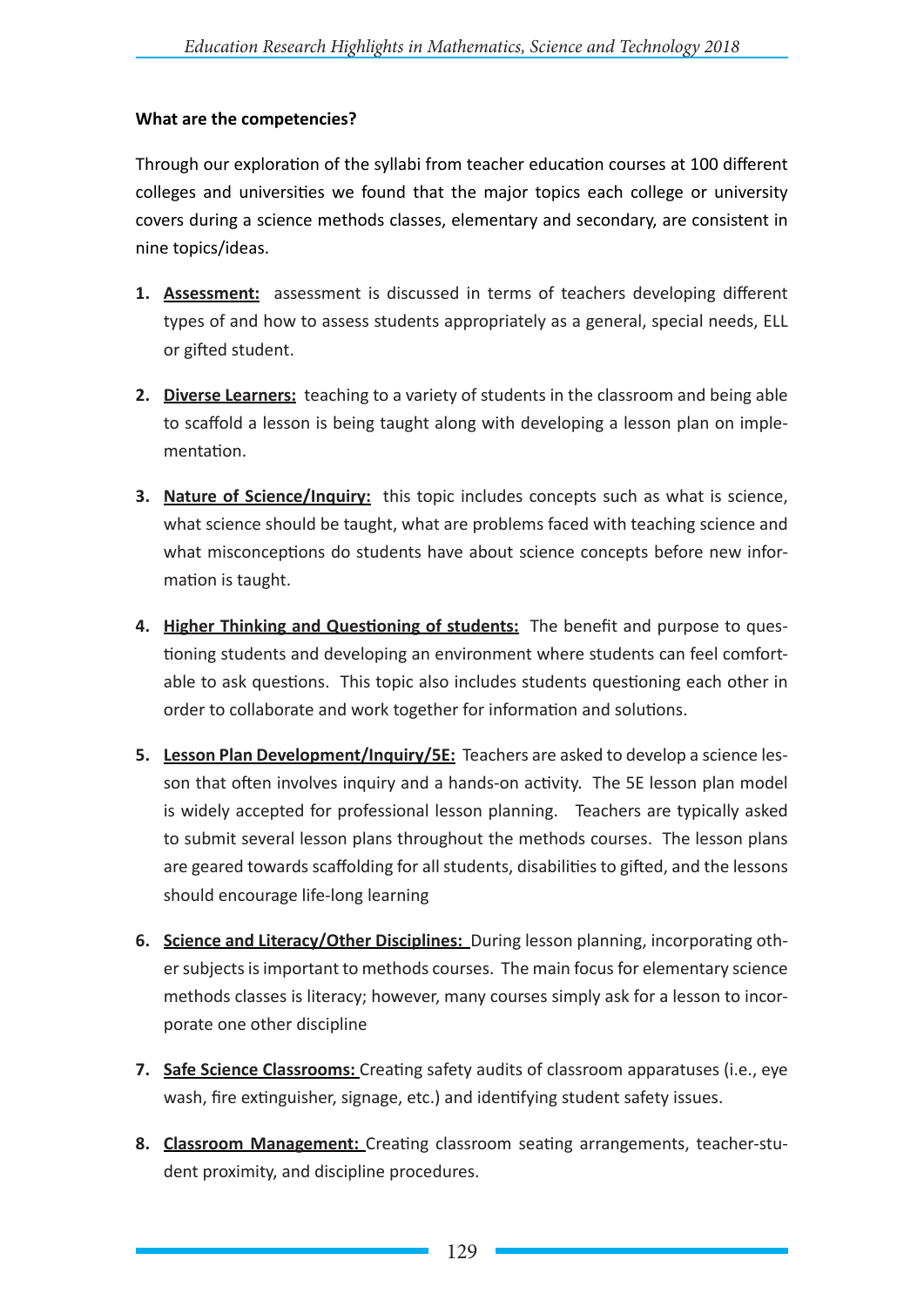**What are the competencies?**

Through our exploration of the syllabi from teacher education courses at 100 different colleges and universities we found that the major topics each college or university covers during a science methods classes, elementary and secondary, are consistent in nine topics/ideas.

1. **<u>Assessment:</u>** assessment is discussed in terms of teachers developing different types of and how to assess students appropriately as a general, special needs, ELL or gifted student.

2. **<u>Diverse Learners:</u>** teaching to a variety of students in the classroom and being able to scaffold a lesson is being taught along with developing a lesson plan on implementation.

3. **<u>Nature of Science/Inquiry:</u>** this topic includes concepts such as what is science, what science should be taught, what are problems faced with teaching science and what misconceptions do students have about science concepts before new information is taught.

4. **<u>Higher Thinking and Questioning of students:</u>** The benefit and purpose to questioning students and developing an environment where students can feel comfortable to ask questions. This topic also includes students questioning each other in order to collaborate and work together for information and solutions.

5. **<u>Lesson Plan Development/Inquiry/5E:</u>** Teachers are asked to develop a science lesson that often involves inquiry and a hands-on activity. The 5E lesson plan model is widely accepted for professional lesson planning. Teachers are typically asked to submit several lesson plans throughout the methods courses. The lesson plans are geared towards scaffolding for all students, disabilities to gifted, and the lessons should encourage life-long learning

6. **<u>Science and Literacy/Other Disciplines:</u>** During lesson planning, incorporating other subjects is important to methods courses. The main focus for elementary science methods classes is literacy; however, many courses simply ask for a lesson to incorporate one other discipline

7. **<u>Safe Science Classrooms:</u>** Creating safety audits of classroom apparatuses (i.e., eye wash, fire extinguisher, signage, etc.) and identifying student safety issues.

8. **<u>Classroom Management:</u>** Creating classroom seating arrangements, teacher-student proximity, and discipline procedures.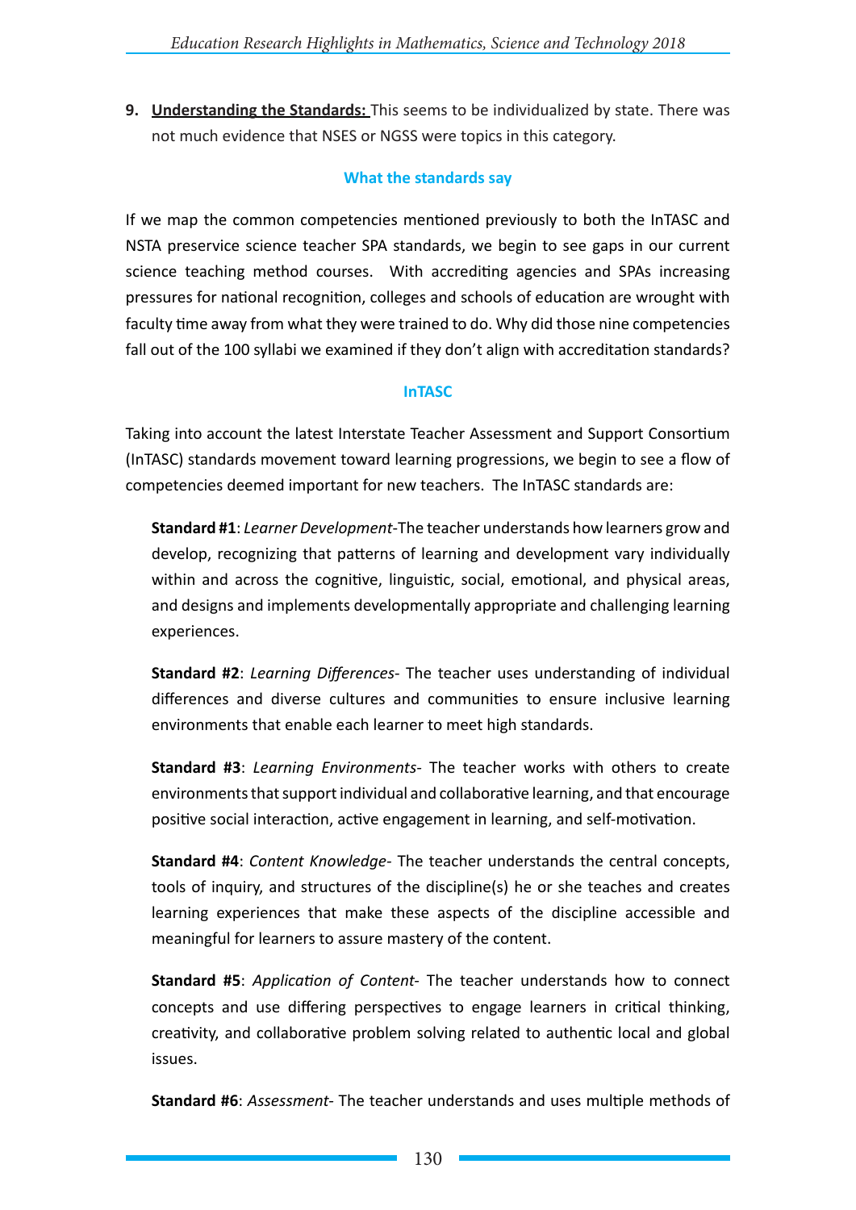9. **Understanding the Standards:** This seems to be individualized by state. There was not much evidence that NSES or NGSS were topics in this category.

### What the standards say

If we map the common competencies mentioned previously to both the InTASC and NSTA preservice science teacher SPA standards, we begin to see gaps in our current science teaching method courses. With accrediting agencies and SPAs increasing pressures for national recognition, colleges and schools of education are wrought with faculty time away from what they were trained to do. Why did those nine competencies fall out of the 100 syllabi we examined if they don't align with accreditation standards?

### InTASC

Taking into account the latest Interstate Teacher Assessment and Support Consortium (InTASC) standards movement toward learning progressions, we begin to see a flow of competencies deemed important for new teachers. The InTASC standards are:

**Standard #1**: *Learner Development*-The teacher understands how learners grow and develop, recognizing that patterns of learning and development vary individually within and across the cognitive, linguistic, social, emotional, and physical areas, and designs and implements developmentally appropriate and challenging learning experiences.

**Standard #2**: *Learning Differences*- The teacher uses understanding of individual differences and diverse cultures and communities to ensure inclusive learning environments that enable each learner to meet high standards.

**Standard #3**: *Learning Environments*- The teacher works with others to create environments that support individual and collaborative learning, and that encourage positive social interaction, active engagement in learning, and self-motivation.

**Standard #4**: *Content Knowledge*- The teacher understands the central concepts, tools of inquiry, and structures of the discipline(s) he or she teaches and creates learning experiences that make these aspects of the discipline accessible and meaningful for learners to assure mastery of the content.

**Standard #5**: *Application of Content*- The teacher understands how to connect concepts and use differing perspectives to engage learners in critical thinking, creativity, and collaborative problem solving related to authentic local and global issues.

**Standard #6**: *Assessment*- The teacher understands and uses multiple methods of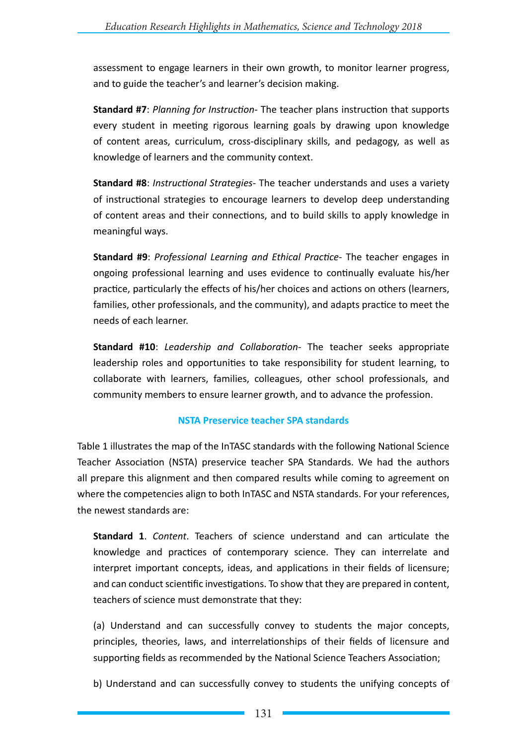assessment to engage learners in their own growth, to monitor learner progress, and to guide the teacher's and learner's decision making.

**Standard #7**: *Planning for Instruction*- The teacher plans instruction that supports every student in meeting rigorous learning goals by drawing upon knowledge of content areas, curriculum, cross-disciplinary skills, and pedagogy, as well as knowledge of learners and the community context.

**Standard #8**: *Instructional Strategies*- The teacher understands and uses a variety of instructional strategies to encourage learners to develop deep understanding of content areas and their connections, and to build skills to apply knowledge in meaningful ways.

**Standard #9**: *Professional Learning and Ethical Practice*- The teacher engages in ongoing professional learning and uses evidence to continually evaluate his/her practice, particularly the effects of his/her choices and actions on others (learners, families, other professionals, and the community), and adapts practice to meet the needs of each learner.

**Standard #10**: *Leadership and Collaboration*- The teacher seeks appropriate leadership roles and opportunities to take responsibility for student learning, to collaborate with learners, families, colleagues, other school professionals, and community members to ensure learner growth, and to advance the profession.

### NSTA Preservice teacher SPA standards

Table 1 illustrates the map of the InTASC standards with the following National Science Teacher Association (NSTA) preservice teacher SPA Standards. We had the authors all prepare this alignment and then compared results while coming to agreement on where the competencies align to both InTASC and NSTA standards. For your references, the newest standards are:

**Standard 1**. *Content*. Teachers of science understand and can articulate the knowledge and practices of contemporary science. They can interrelate and interpret important concepts, ideas, and applications in their fields of licensure; and can conduct scientific investigations. To show that they are prepared in content, teachers of science must demonstrate that they:

(a) Understand and can successfully convey to students the major concepts, principles, theories, laws, and interrelationships of their fields of licensure and supporting fields as recommended by the National Science Teachers Association;

b) Understand and can successfully convey to students the unifying concepts of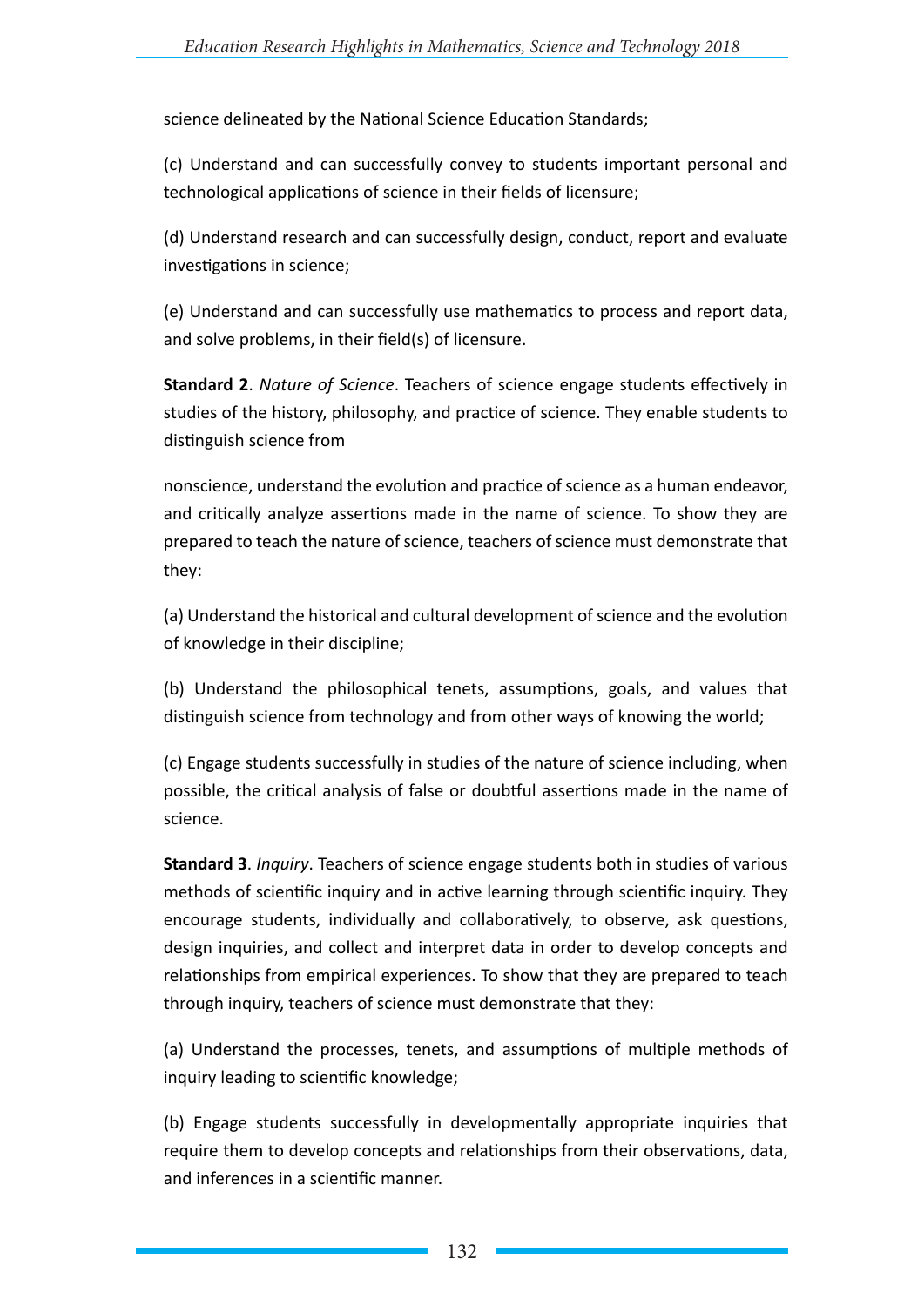science delineated by the National Science Education Standards;

(c) Understand and can successfully convey to students important personal and technological applications of science in their fields of licensure;

(d) Understand research and can successfully design, conduct, report and evaluate investigations in science;

(e) Understand and can successfully use mathematics to process and report data, and solve problems, in their field(s) of licensure.

**Standard 2**. *Nature of Science*. Teachers of science engage students effectively in studies of the history, philosophy, and practice of science. They enable students to distinguish science from

nonscience, understand the evolution and practice of science as a human endeavor, and critically analyze assertions made in the name of science. To show they are prepared to teach the nature of science, teachers of science must demonstrate that they:

(a) Understand the historical and cultural development of science and the evolution of knowledge in their discipline;

(b) Understand the philosophical tenets, assumptions, goals, and values that distinguish science from technology and from other ways of knowing the world;

(c) Engage students successfully in studies of the nature of science including, when possible, the critical analysis of false or doubtful assertions made in the name of science.

**Standard 3**. *Inquiry*. Teachers of science engage students both in studies of various methods of scientific inquiry and in active learning through scientific inquiry. They encourage students, individually and collaboratively, to observe, ask questions, design inquiries, and collect and interpret data in order to develop concepts and relationships from empirical experiences. To show that they are prepared to teach through inquiry, teachers of science must demonstrate that they:

(a) Understand the processes, tenets, and assumptions of multiple methods of inquiry leading to scientific knowledge;

(b) Engage students successfully in developmentally appropriate inquiries that require them to develop concepts and relationships from their observations, data, and inferences in a scientific manner.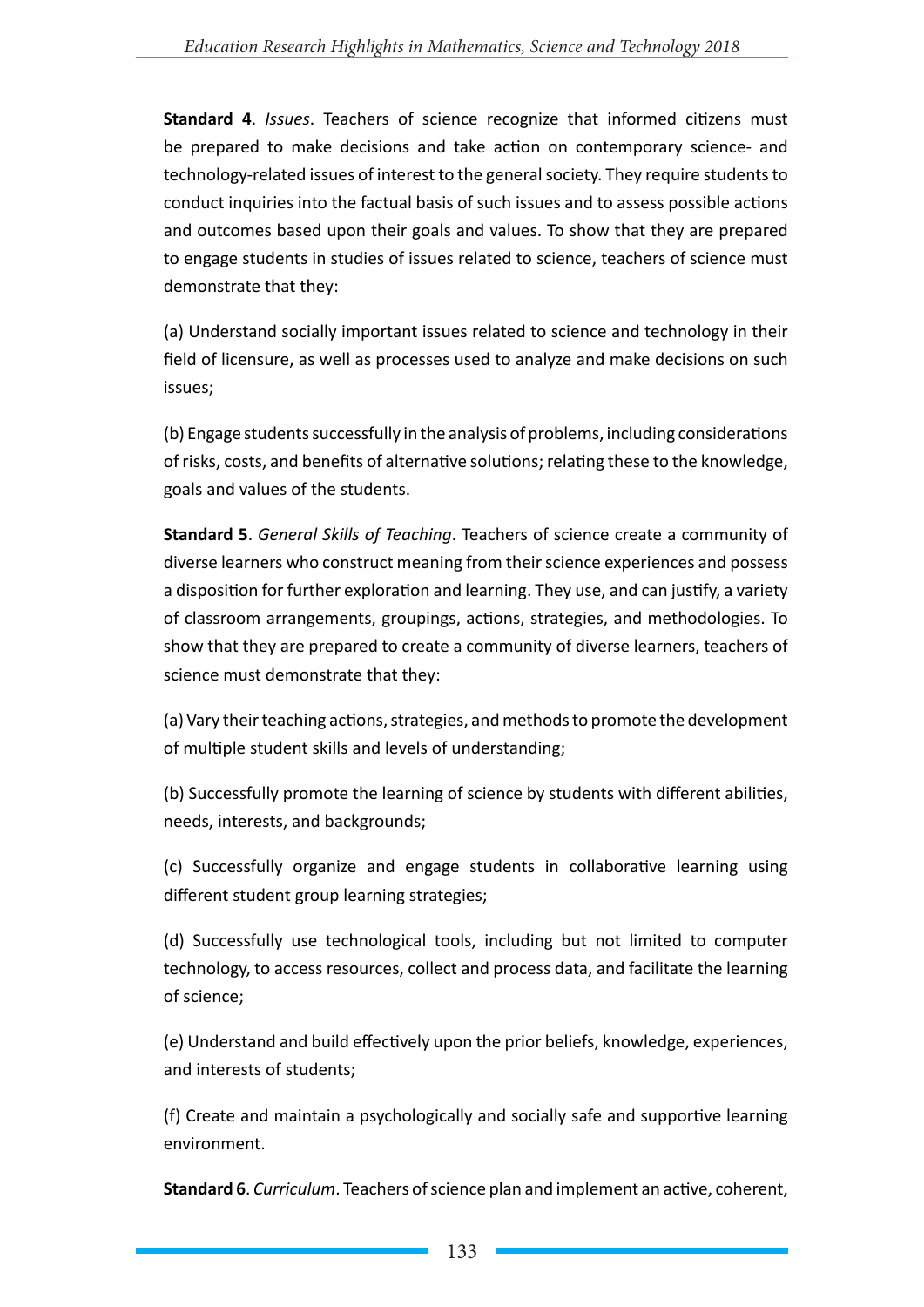**Standard 4**. *Issues*. Teachers of science recognize that informed citizens must be prepared to make decisions and take action on contemporary science- and technology-related issues of interest to the general society. They require students to conduct inquiries into the factual basis of such issues and to assess possible actions and outcomes based upon their goals and values. To show that they are prepared to engage students in studies of issues related to science, teachers of science must demonstrate that they:

(a) Understand socially important issues related to science and technology in their field of licensure, as well as processes used to analyze and make decisions on such issues;

(b) Engage students successfully in the analysis of problems, including considerations of risks, costs, and benefits of alternative solutions; relating these to the knowledge, goals and values of the students.

**Standard 5**. *General Skills of Teaching*. Teachers of science create a community of diverse learners who construct meaning from their science experiences and possess a disposition for further exploration and learning. They use, and can justify, a variety of classroom arrangements, groupings, actions, strategies, and methodologies. To show that they are prepared to create a community of diverse learners, teachers of science must demonstrate that they:

(a) Vary their teaching actions, strategies, and methods to promote the development of multiple student skills and levels of understanding;

(b) Successfully promote the learning of science by students with different abilities, needs, interests, and backgrounds;

(c) Successfully organize and engage students in collaborative learning using different student group learning strategies;

(d) Successfully use technological tools, including but not limited to computer technology, to access resources, collect and process data, and facilitate the learning of science;

(e) Understand and build effectively upon the prior beliefs, knowledge, experiences, and interests of students;

(f) Create and maintain a psychologically and socially safe and supportive learning environment.

**Standard 6**. *Curriculum*. Teachers of science plan and implement an active, coherent,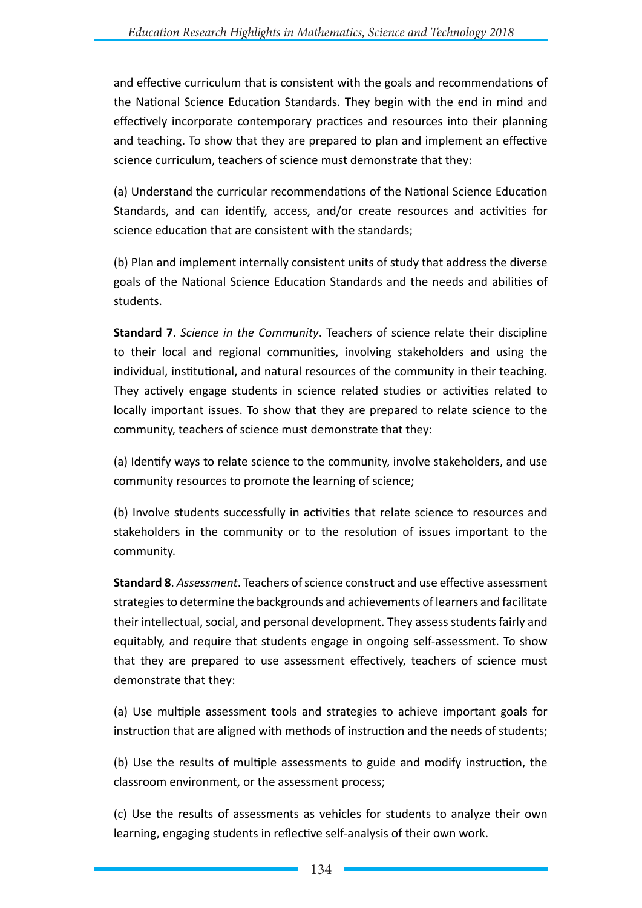and effective curriculum that is consistent with the goals and recommendations of the National Science Education Standards. They begin with the end in mind and effectively incorporate contemporary practices and resources into their planning and teaching. To show that they are prepared to plan and implement an effective science curriculum, teachers of science must demonstrate that they:

(a) Understand the curricular recommendations of the National Science Education Standards, and can identify, access, and/or create resources and activities for science education that are consistent with the standards;

(b) Plan and implement internally consistent units of study that address the diverse goals of the National Science Education Standards and the needs and abilities of students.

**Standard 7**. *Science in the Community*. Teachers of science relate their discipline to their local and regional communities, involving stakeholders and using the individual, institutional, and natural resources of the community in their teaching. They actively engage students in science related studies or activities related to locally important issues. To show that they are prepared to relate science to the community, teachers of science must demonstrate that they:

(a) Identify ways to relate science to the community, involve stakeholders, and use community resources to promote the learning of science;

(b) Involve students successfully in activities that relate science to resources and stakeholders in the community or to the resolution of issues important to the community.

**Standard 8**. *Assessment*. Teachers of science construct and use effective assessment strategies to determine the backgrounds and achievements of learners and facilitate their intellectual, social, and personal development. They assess students fairly and equitably, and require that students engage in ongoing self-assessment. To show that they are prepared to use assessment effectively, teachers of science must demonstrate that they:

(a) Use multiple assessment tools and strategies to achieve important goals for instruction that are aligned with methods of instruction and the needs of students;

(b) Use the results of multiple assessments to guide and modify instruction, the classroom environment, or the assessment process;

(c) Use the results of assessments as vehicles for students to analyze their own learning, engaging students in reflective self-analysis of their own work.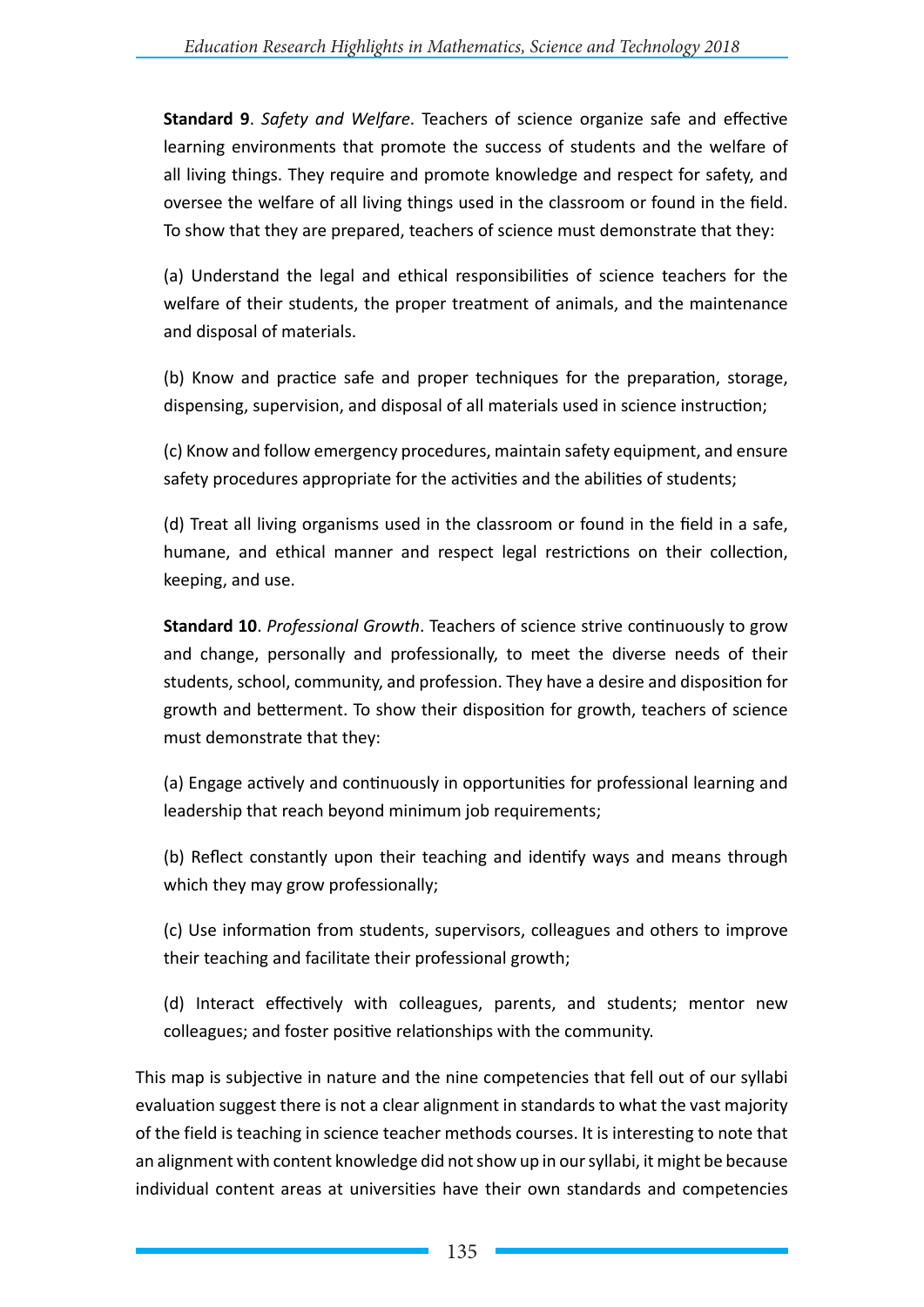**Standard 9**. *Safety and Welfare*. Teachers of science organize safe and effective learning environments that promote the success of students and the welfare of all living things. They require and promote knowledge and respect for safety, and oversee the welfare of all living things used in the classroom or found in the field. To show that they are prepared, teachers of science must demonstrate that they:

(a) Understand the legal and ethical responsibilities of science teachers for the welfare of their students, the proper treatment of animals, and the maintenance and disposal of materials.

(b) Know and practice safe and proper techniques for the preparation, storage, dispensing, supervision, and disposal of all materials used in science instruction;

(c) Know and follow emergency procedures, maintain safety equipment, and ensure safety procedures appropriate for the activities and the abilities of students;

(d) Treat all living organisms used in the classroom or found in the field in a safe, humane, and ethical manner and respect legal restrictions on their collection, keeping, and use.

**Standard 10**. *Professional Growth*. Teachers of science strive continuously to grow and change, personally and professionally, to meet the diverse needs of their students, school, community, and profession. They have a desire and disposition for growth and betterment. To show their disposition for growth, teachers of science must demonstrate that they:

(a) Engage actively and continuously in opportunities for professional learning and leadership that reach beyond minimum job requirements;

(b) Reflect constantly upon their teaching and identify ways and means through which they may grow professionally;

(c) Use information from students, supervisors, colleagues and others to improve their teaching and facilitate their professional growth;

(d) Interact effectively with colleagues, parents, and students; mentor new colleagues; and foster positive relationships with the community.

This map is subjective in nature and the nine competencies that fell out of our syllabi evaluation suggest there is not a clear alignment in standards to what the vast majority of the field is teaching in science teacher methods courses. It is interesting to note that an alignment with content knowledge did not show up in our syllabi, it might be because individual content areas at universities have their own standards and competencies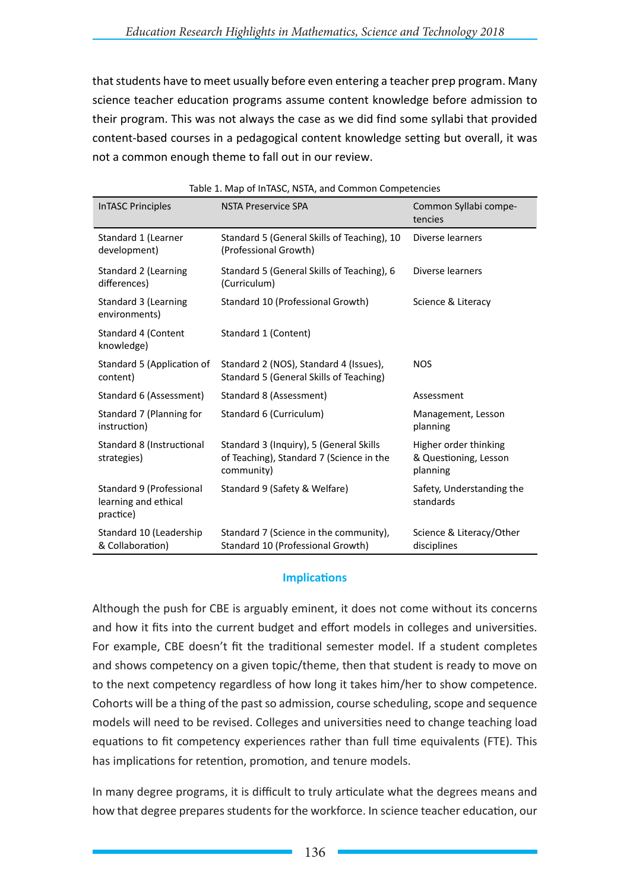that students have to meet usually before even entering a teacher prep program. Many science teacher education programs assume content knowledge before admission to their program. This was not always the case as we did find some syllabi that provided content-based courses in a pedagogical content knowledge setting but overall, it was not a common enough theme to fall out in our review.

Table 1. Map of InTASC, NSTA, and Common Competencies

| InTASC Principles | NSTA Preservice SPA | Common Syllabi competencies |
|---|---|---|
| Standard 1 (Learner development) | Standard 5 (General Skills of Teaching), 10 (Professional Growth) | Diverse learners |
| Standard 2 (Learning differences) | Standard 5 (General Skills of Teaching), 6 (Curriculum) | Diverse learners |
| Standard 3 (Learning environments) | Standard 10 (Professional Growth) | Science & Literacy |
| Standard 4 (Content knowledge) | Standard 1 (Content) | |
| Standard 5 (Application of content) | Standard 2 (NOS), Standard 4 (Issues), Standard 5 (General Skills of Teaching) | NOS |
| Standard 6 (Assessment) | Standard 8 (Assessment) | Assessment |
| Standard 7 (Planning for instruction) | Standard 6 (Curriculum) | Management, Lesson planning |
| Standard 8 (Instructional strategies) | Standard 3 (Inquiry), 5 (General Skills of Teaching), Standard 7 (Science in the community) | Higher order thinking & Questioning, Lesson planning |
| Standard 9 (Professional learning and ethical practice) | Standard 9 (Safety & Welfare) | Safety, Understanding the standards |
| Standard 10 (Leadership & Collaboration) | Standard 7 (Science in the community), Standard 10 (Professional Growth) | Science & Literacy/Other disciplines |

## Implications

Although the push for CBE is arguably eminent, it does not come without its concerns and how it fits into the current budget and effort models in colleges and universities. For example, CBE doesn't fit the traditional semester model. If a student completes and shows competency on a given topic/theme, then that student is ready to move on to the next competency regardless of how long it takes him/her to show competence. Cohorts will be a thing of the past so admission, course scheduling, scope and sequence models will need to be revised. Colleges and universities need to change teaching load equations to fit competency experiences rather than full time equivalents (FTE). This has implications for retention, promotion, and tenure models.

In many degree programs, it is difficult to truly articulate what the degrees means and how that degree prepares students for the workforce. In science teacher education, our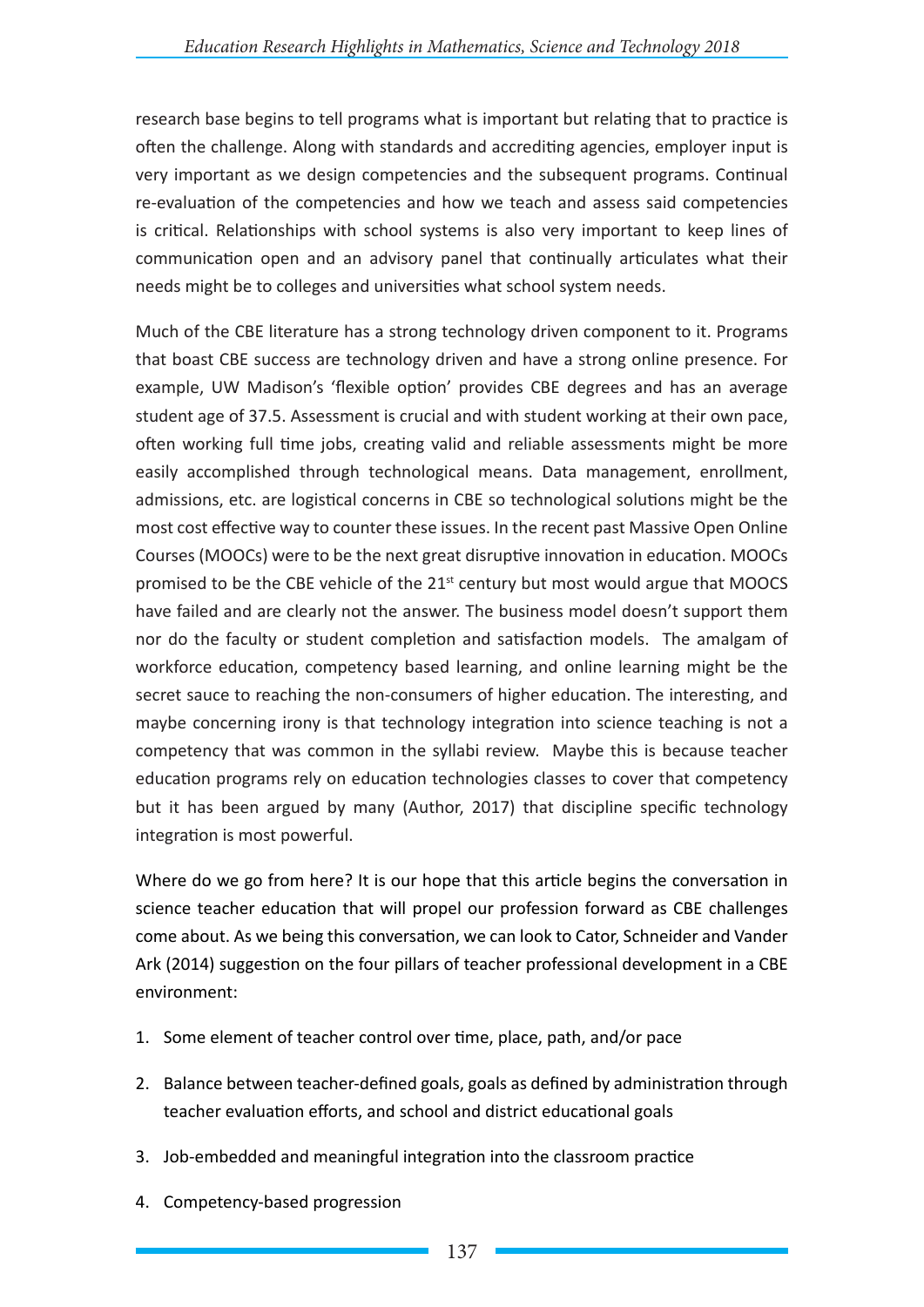research base begins to tell programs what is important but relating that to practice is often the challenge. Along with standards and accrediting agencies, employer input is very important as we design competencies and the subsequent programs. Continual re-evaluation of the competencies and how we teach and assess said competencies is critical. Relationships with school systems is also very important to keep lines of communication open and an advisory panel that continually articulates what their needs might be to colleges and universities what school system needs.

Much of the CBE literature has a strong technology driven component to it. Programs that boast CBE success are technology driven and have a strong online presence. For example, UW Madison's 'flexible option' provides CBE degrees and has an average student age of 37.5. Assessment is crucial and with student working at their own pace, often working full time jobs, creating valid and reliable assessments might be more easily accomplished through technological means. Data management, enrollment, admissions, etc. are logistical concerns in CBE so technological solutions might be the most cost effective way to counter these issues. In the recent past Massive Open Online Courses (MOOCs) were to be the next great disruptive innovation in education. MOOCs promised to be the CBE vehicle of the 21st century but most would argue that MOOCS have failed and are clearly not the answer. The business model doesn't support them nor do the faculty or student completion and satisfaction models. The amalgam of workforce education, competency based learning, and online learning might be the secret sauce to reaching the non-consumers of higher education. The interesting, and maybe concerning irony is that technology integration into science teaching is not a competency that was common in the syllabi review. Maybe this is because teacher education programs rely on education technologies classes to cover that competency but it has been argued by many (Author, 2017) that discipline specific technology integration is most powerful.

Where do we go from here? It is our hope that this article begins the conversation in science teacher education that will propel our profession forward as CBE challenges come about. As we being this conversation, we can look to Cator, Schneider and Vander Ark (2014) suggestion on the four pillars of teacher professional development in a CBE environment:

1. Some element of teacher control over time, place, path, and/or pace
2. Balance between teacher-defined goals, goals as defined by administration through teacher evaluation efforts, and school and district educational goals
3. Job-embedded and meaningful integration into the classroom practice
4. Competency-based progression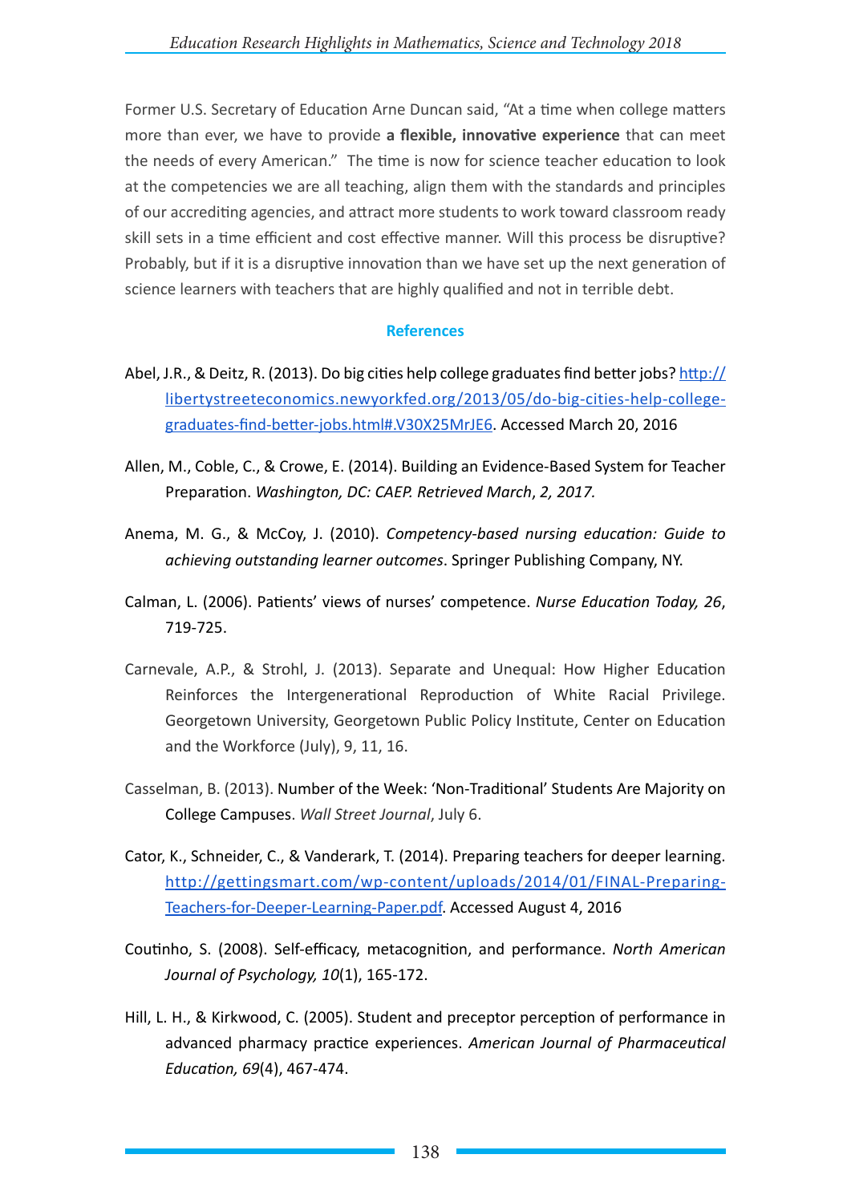Former U.S. Secretary of Education Arne Duncan said, "At a time when college matters more than ever, we have to provide **a flexible, innovative experience** that can meet the needs of every American." The time is now for science teacher education to look at the competencies we are all teaching, align them with the standards and principles of our accrediting agencies, and attract more students to work toward classroom ready skill sets in a time efficient and cost effective manner. Will this process be disruptive? Probably, but if it is a disruptive innovation than we have set up the next generation of science learners with teachers that are highly qualified and not in terrible debt.

## References

Abel, J.R., & Deitz, R. (2013). Do big cities help college graduates find better jobs? http://libertystreeteconomics.newyorkfed.org/2013/05/do-big-cities-help-college-graduates-find-better-jobs.html#.V30X25MrJE6. Accessed March 20, 2016

Allen, M., Coble, C., & Crowe, E. (2014). Building an Evidence-Based System for Teacher Preparation. *Washington, DC: CAEP. Retrieved March*, *2, 2017.*

Anema, M. G., & McCoy, J. (2010). *Competency-based nursing education: Guide to achieving outstanding learner outcomes*. Springer Publishing Company, NY.

Calman, L. (2006). Patients' views of nurses' competence. *Nurse Education Today, 26*, 719-725.

Carnevale, A.P., & Strohl, J. (2013). Separate and Unequal: How Higher Education Reinforces the Intergenerational Reproduction of White Racial Privilege. Georgetown University, Georgetown Public Policy Institute, Center on Education and the Workforce (July), 9, 11, 16.

Casselman, B. (2013). Number of the Week: 'Non-Traditional' Students Are Majority on College Campuses. *Wall Street Journal*, July 6.

Cator, K., Schneider, C., & Vanderark, T. (2014). Preparing teachers for deeper learning. http://gettingsmart.com/wp-content/uploads/2014/01/FINAL-Preparing-Teachers-for-Deeper-Learning-Paper.pdf. Accessed August 4, 2016

Coutinho, S. (2008). Self-efficacy, metacognition, and performance. *North American Journal of Psychology, 10*(1), 165-172.

Hill, L. H., & Kirkwood, C. (2005). Student and preceptor perception of performance in advanced pharmacy practice experiences. *American Journal of Pharmaceutical Education, 69*(4), 467-474.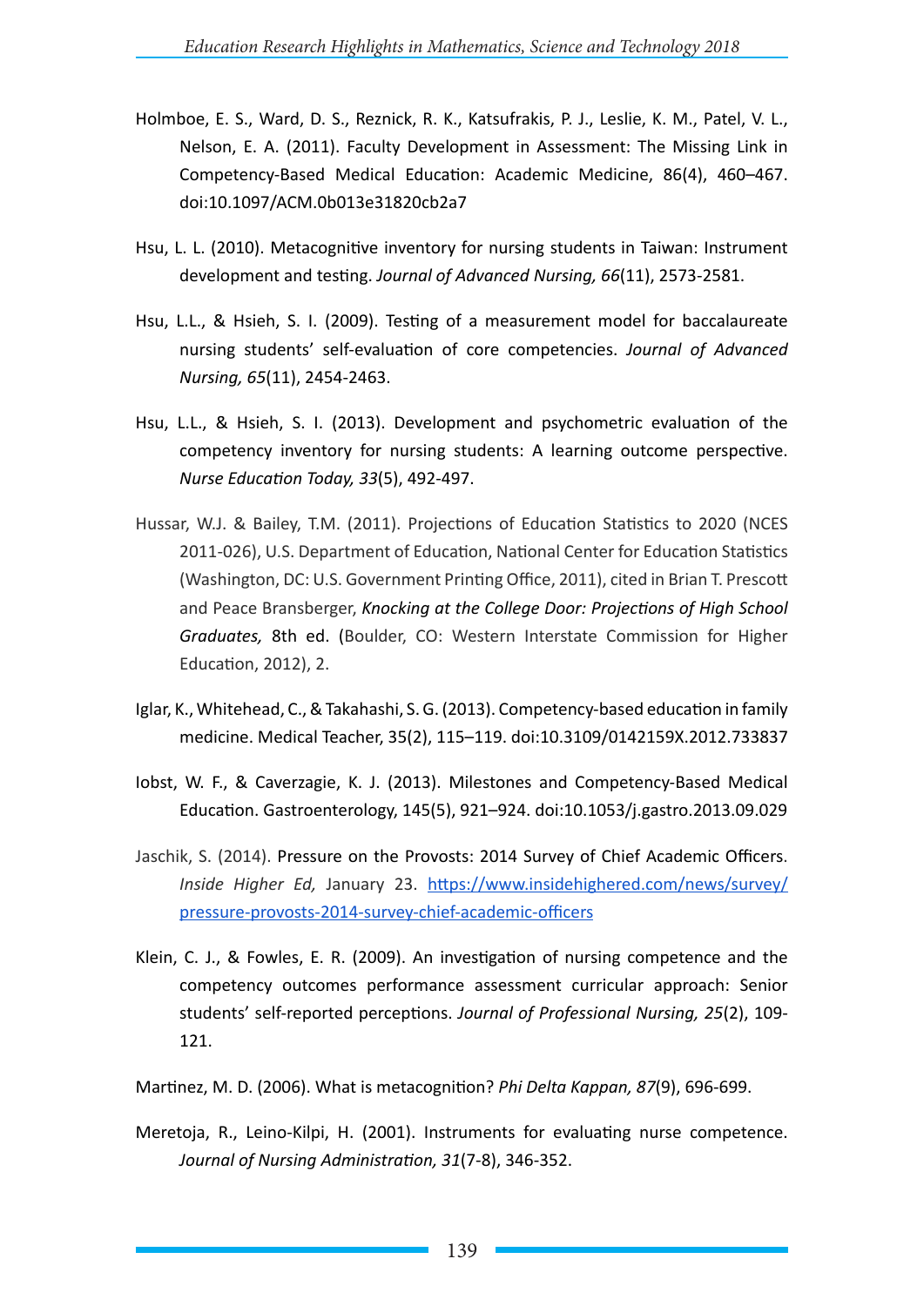Holmboe, E. S., Ward, D. S., Reznick, R. K., Katsufrakis, P. J., Leslie, K. M., Patel, V. L., Nelson, E. A. (2011). Faculty Development in Assessment: The Missing Link in Competency-Based Medical Education: Academic Medicine, 86(4), 460–467. doi:10.1097/ACM.0b013e31820cb2a7

Hsu, L. L. (2010). Metacognitive inventory for nursing students in Taiwan: Instrument development and testing. *Journal of Advanced Nursing, 66*(11), 2573-2581.

Hsu, L.L., & Hsieh, S. I. (2009). Testing of a measurement model for baccalaureate nursing students' self-evaluation of core competencies. *Journal of Advanced Nursing, 65*(11), 2454-2463.

Hsu, L.L., & Hsieh, S. I. (2013). Development and psychometric evaluation of the competency inventory for nursing students: A learning outcome perspective. *Nurse Education Today, 33*(5), 492-497.

Hussar, W.J. & Bailey, T.M. (2011). Projections of Education Statistics to 2020 (NCES 2011-026), U.S. Department of Education, National Center for Education Statistics (Washington, DC: U.S. Government Printing Office, 2011), cited in Brian T. Prescott and Peace Bransberger, ***Knocking at the College Door: Projections of High School Graduates,*** 8th ed. (Boulder, CO: Western Interstate Commission for Higher Education, 2012), 2.

Iglar, K., Whitehead, C., & Takahashi, S. G. (2013). Competency-based education in family medicine. Medical Teacher, 35(2), 115–119. doi:10.3109/0142159X.2012.733837

Iobst, W. F., & Caverzagie, K. J. (2013). Milestones and Competency-Based Medical Education. Gastroenterology, 145(5), 921–924. doi:10.1053/j.gastro.2013.09.029

Jaschik, S. (2014). Pressure on the Provosts: 2014 Survey of Chief Academic Officers. *Inside Higher Ed,* January 23. [https://www.insidehighered.com/news/survey/pressure-provosts-2014-survey-chief-academic-officers](https://www.insidehighered.com/news/survey/pressure-provosts-2014-survey-chief-academic-officers)

Klein, C. J., & Fowles, E. R. (2009). An investigation of nursing competence and the competency outcomes performance assessment curricular approach: Senior students' self-reported perceptions. *Journal of Professional Nursing, 25*(2), 109-121.

Martinez, M. D. (2006). What is metacognition? *Phi Delta Kappan, 87*(9), 696-699.

Meretoja, R., Leino-Kilpi, H. (2001). Instruments for evaluating nurse competence. *Journal of Nursing Administration, 31*(7-8), 346-352.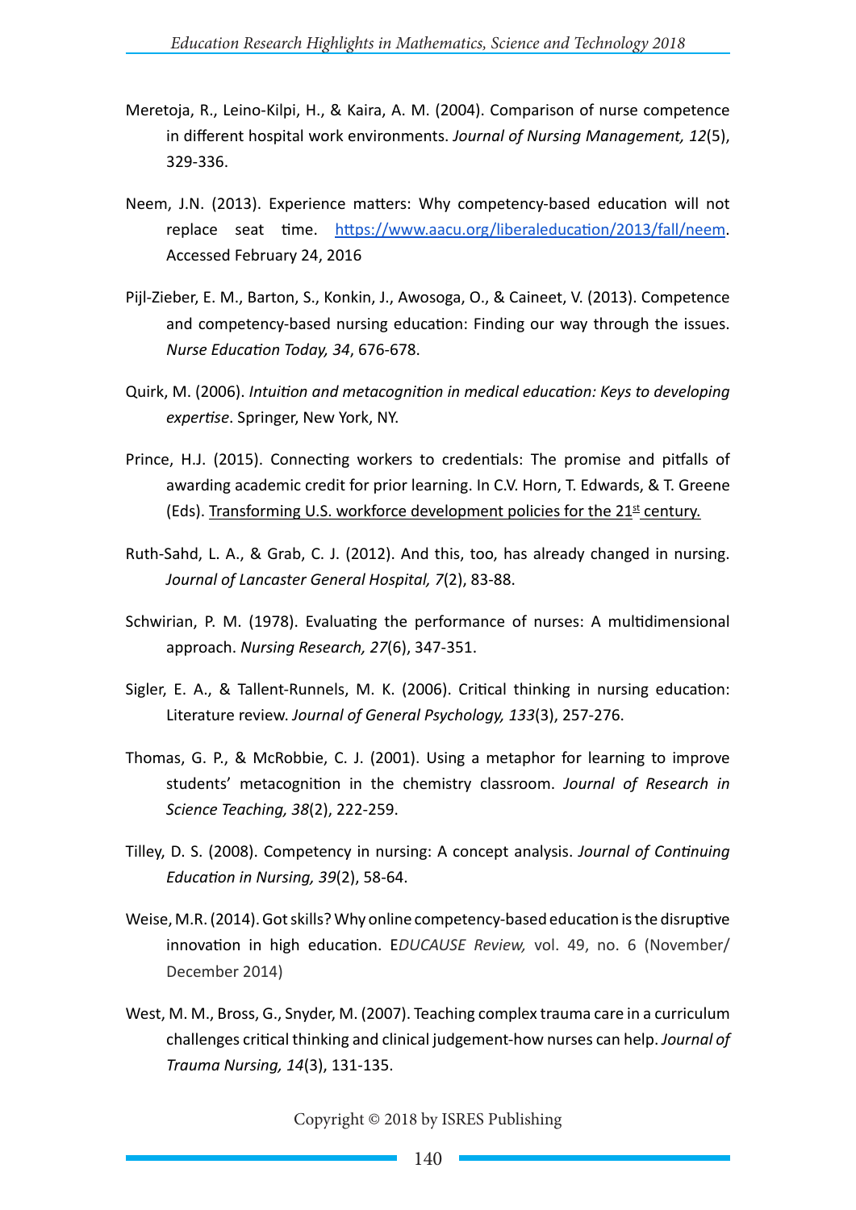Meretoja, R., Leino-Kilpi, H., & Kaira, A. M. (2004). Comparison of nurse competence in different hospital work environments. *Journal of Nursing Management, 12*(5), 329-336.

Neem, J.N. (2013). Experience matters: Why competency-based education will not replace seat time. https://www.aacu.org/liberaleducation/2013/fall/neem. Accessed February 24, 2016

Pijl-Zieber, E. M., Barton, S., Konkin, J., Awosoga, O., & Caineet, V. (2013). Competence and competency-based nursing education: Finding our way through the issues. *Nurse Education Today, 34*, 676-678.

Quirk, M. (2006). *Intuition and metacognition in medical education: Keys to developing expertise*. Springer, New York, NY.

Prince, H.J. (2015). Connecting workers to credentials: The promise and pitfalls of awarding academic credit for prior learning. In C.V. Horn, T. Edwards, & T. Greene (Eds). Transforming U.S. workforce development policies for the 21st century.

Ruth-Sahd, L. A., & Grab, C. J. (2012). And this, too, has already changed in nursing. *Journal of Lancaster General Hospital, 7*(2), 83-88.

Schwirian, P. M. (1978). Evaluating the performance of nurses: A multidimensional approach. *Nursing Research, 27*(6), 347-351.

Sigler, E. A., & Tallent-Runnels, M. K. (2006). Critical thinking in nursing education: Literature review. *Journal of General Psychology, 133*(3), 257-276.

Thomas, G. P., & McRobbie, C. J. (2001). Using a metaphor for learning to improve students' metacognition in the chemistry classroom. *Journal of Research in Science Teaching, 38*(2), 222-259.

Tilley, D. S. (2008). Competency in nursing: A concept analysis. *Journal of Continuing Education in Nursing, 39*(2), 58-64.

Weise, M.R. (2014). Got skills? Why online competency-based education is the disruptive innovation in high education. E*DUCAUSE Review,* vol. 49, no. 6 (November/ December 2014)

West, M. M., Bross, G., Snyder, M. (2007). Teaching complex trauma care in a curriculum challenges critical thinking and clinical judgement-how nurses can help. *Journal of Trauma Nursing, 14*(3), 131-135.

Copyright © 2018 by ISRES Publishing